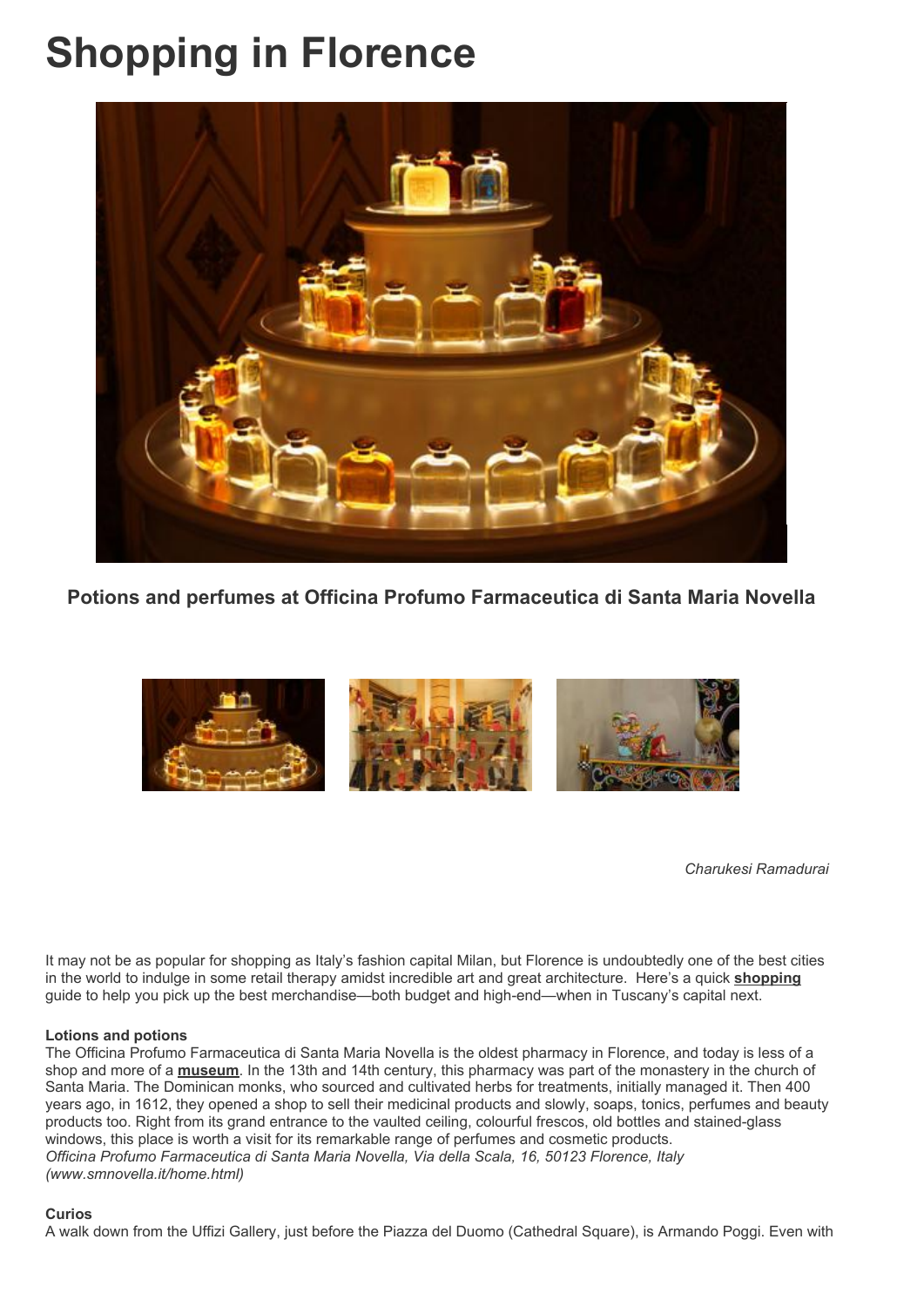# Shopping in Florence

**Potions and perfumes at Officina Profumo Farmaceutica di Santa Maria Novella**

*Charukesi Ramadurai*

It may not be as popular for shopping as Italy's fashion capital Milan, but Florence is undoubtedly one of the best cities in the world to indulge in some retail therapy amidst incredible art and great architecture. Here's a quick **shopping** guide to help you pick up the best merchandise—both budget and high-end—when in Tuscany's capital next.

**Lotions and potions**
The Officina Profumo Farmaceutica di Santa Maria Novella is the oldest pharmacy in Florence, and today is less of a shop and more of a **museum**. In the 13th and 14th century, this pharmacy was part of the monastery in the church of Santa Maria. The Dominican monks, who sourced and cultivated herbs for treatments, initially managed it. Then 400 years ago, in 1612, they opened a shop to sell their medicinal products and slowly, soaps, tonics, perfumes and beauty products too. Right from its grand entrance to the vaulted ceiling, colourful frescos, old bottles and stained-glass windows, this place is worth a visit for its remarkable range of perfumes and cosmetic products.
*Officina Profumo Farmaceutica di Santa Maria Novella, Via della Scala, 16, 50123 Florence, Italy (www.smnovella.it/home.html)*

**Curios**
A walk down from the Uffizi Gallery, just before the Piazza del Duomo (Cathedral Square), is Armando Poggi. Even with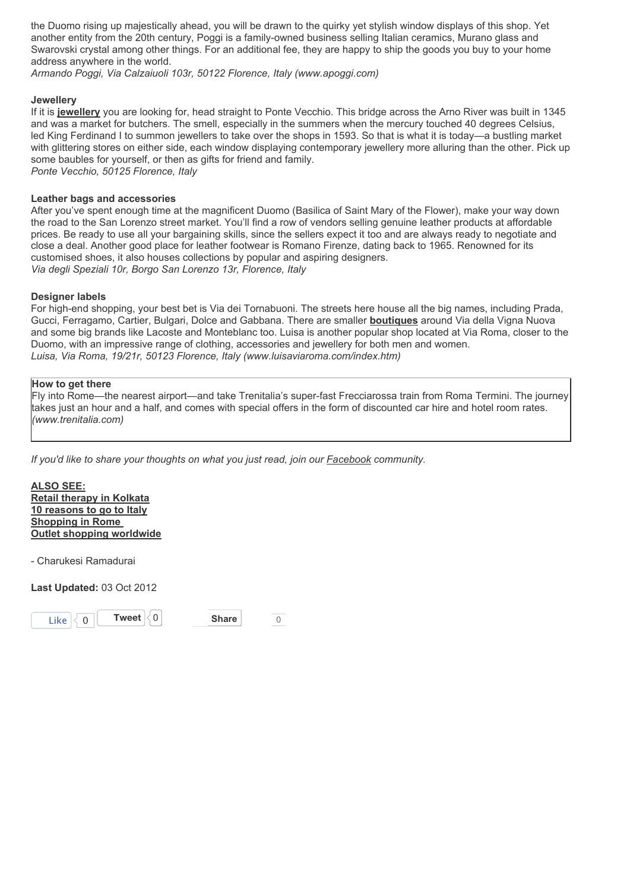the Duomo rising up majestically ahead, you will be drawn to the quirky yet stylish window displays of this shop. Yet another entity from the 20th century, Poggi is a family-owned business selling Italian ceramics, Murano glass and Swarovski crystal among other things. For an additional fee, they are happy to ship the goods you buy to your home address anywhere in the world.
*Armando Poggi, Via Calzaiuoli 103r, 50122 Florence, Italy (www.apoggi.com)*

**Jewellery**
If it is **jewellery** you are looking for, head straight to Ponte Vecchio. This bridge across the Arno River was built in 1345 and was a market for butchers. The smell, especially in the summers when the mercury touched 40 degrees Celsius, led King Ferdinand I to summon jewellers to take over the shops in 1593. So that is what it is today—a bustling market with glittering stores on either side, each window displaying contemporary jewellery more alluring than the other. Pick up some baubles for yourself, or then as gifts for friend and family.
*Ponte Vecchio, 50125 Florence, Italy*

**Leather bags and accessories**
After you've spent enough time at the magnificent Duomo (Basilica of Saint Mary of the Flower), make your way down the road to the San Lorenzo street market. You'll find a row of vendors selling genuine leather products at affordable prices. Be ready to use all your bargaining skills, since the sellers expect it too and are always ready to negotiate and close a deal. Another good place for leather footwear is Romano Firenze, dating back to 1965. Renowned for its customised shoes, it also houses collections by popular and aspiring designers.
*Via degli Speziali 10r, Borgo San Lorenzo 13r, Florence, Italy*

**Designer labels**
For high-end shopping, your best bet is Via dei Tornabuoni. The streets here house all the big names, including Prada, Gucci, Ferragamo, Cartier, Bulgari, Dolce and Gabbana. There are smaller **boutiques** around Via della Vigna Nuova and some big brands like Lacoste and Monteblanc too. Luisa is another popular shop located at Via Roma, closer to the Duomo, with an impressive range of clothing, accessories and jewellery for both men and women.
*Luisa, Via Roma, 19/21r, 50123 Florence, Italy (www.luisaviaroma.com/index.htm)*

**How to get there**
Fly into Rome—the nearest airport—and take Trenitalia's super-fast Frecciarossa train from Roma Termini. The journey takes just an hour and a half, and comes with special offers in the form of discounted car hire and hotel room rates.
*(www.trenitalia.com)*

*If you'd like to share your thoughts on what you just read, join our Facebook community.*

**ALSO SEE:**
**Retail therapy in Kolkata**
**10 reasons to go to Italy**
**Shopping in Rome**
**Outlet shopping worldwide**

- Charukesi Ramadurai

**Last Updated:** 03 Oct 2012

Like 0 Tweet 0 Share 0